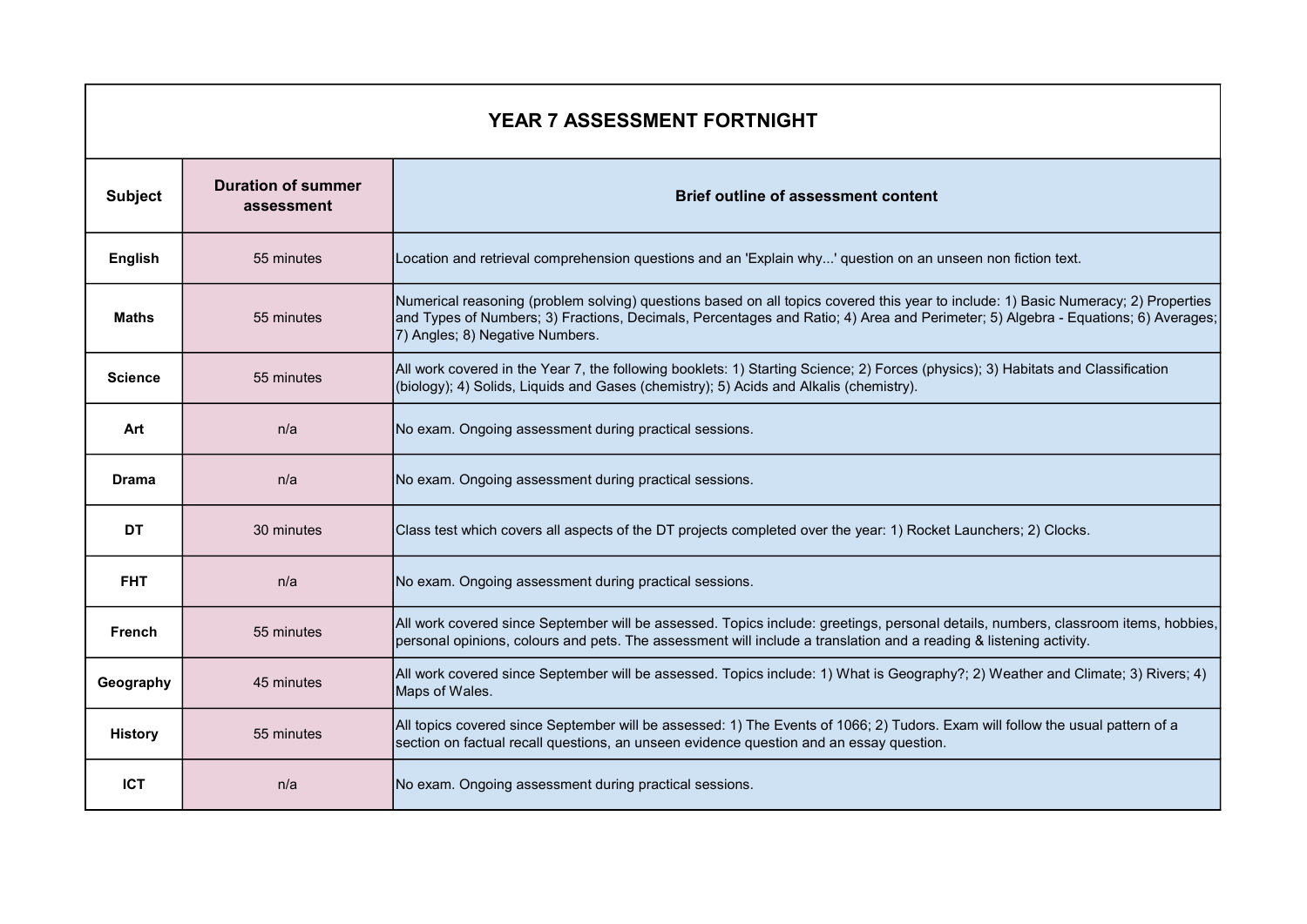# YEAR 7 ASSESSMENT FORTNIGHT

| Subject | Duration of summer assessment | Brief outline of assessment content |
|---|---|---|
| **English** | 55 minutes | Location and retrieval comprehension questions and an 'Explain why...' question on an unseen non fiction text. |
| **Maths** | 55 minutes | Numerical reasoning (problem solving) questions based on all topics covered this year to include: 1) Basic Numeracy; 2) Properties and Types of Numbers; 3) Fractions, Decimals, Percentages and Ratio; 4) Area and Perimeter; 5) Algebra - Equations; 6) Averages; 7) Angles; 8) Negative Numbers. |
| **Science** | 55 minutes | All work covered in the Year 7, the following booklets: 1) Starting Science; 2) Forces (physics); 3) Habitats and Classification (biology); 4) Solids, Liquids and Gases (chemistry); 5) Acids and Alkalis (chemistry). |
| **Art** | n/a | No exam. Ongoing assessment during practical sessions. |
| **Drama** | n/a | No exam. Ongoing assessment during practical sessions. |
| **DT** | 30 minutes | Class test which covers all aspects of the DT projects completed over the year: 1) Rocket Launchers; 2) Clocks. |
| **FHT** | n/a | No exam. Ongoing assessment during practical sessions. |
| **French** | 55 minutes | All work covered since September will be assessed. Topics include: greetings, personal details, numbers, classroom items, hobbies, personal opinions, colours and pets. The assessment will include a translation and a reading & listening activity. |
| **Geography** | 45 minutes | All work covered since September will be assessed. Topics include: 1) What is Geography?; 2) Weather and Climate; 3) Rivers; 4) Maps of Wales. |
| **History** | 55 minutes | All topics covered since September will be assessed: 1) The Events of 1066; 2) Tudors. Exam will follow the usual pattern of a section on factual recall questions, an unseen evidence question and an essay question. |
| **ICT** | n/a | No exam. Ongoing assessment during practical sessions. |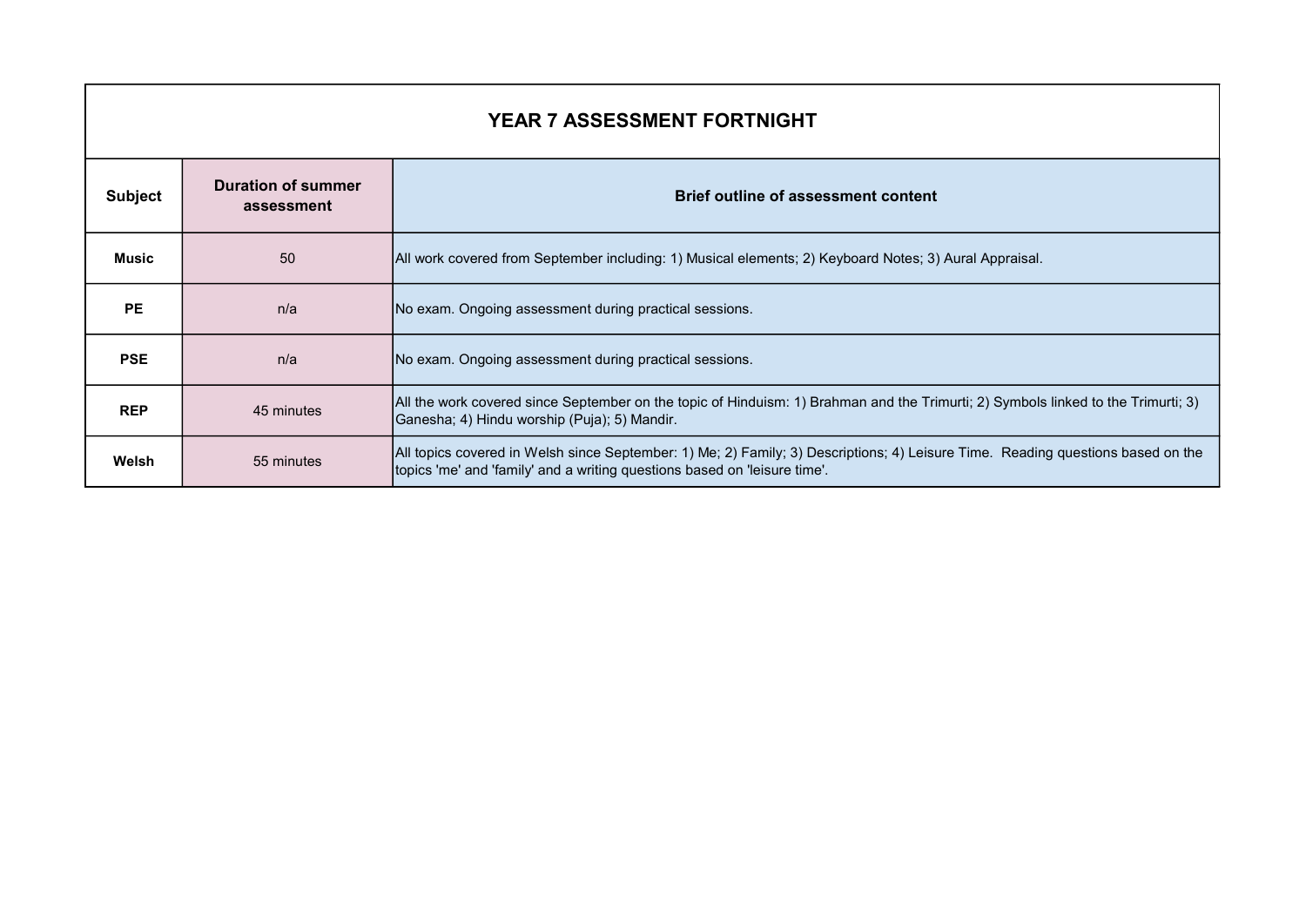| YEAR 7 ASSESSMENT FORTNIGHT | | |
|---|---|---|
| **Subject** | **Duration of summer assessment** | **Brief outline of assessment content** |
| **Music** | 50 | All work covered from September including: 1) Musical elements; 2) Keyboard Notes; 3) Aural Appraisal. |
| **PE** | n/a | No exam. Ongoing assessment during practical sessions. |
| **PSE** | n/a | No exam. Ongoing assessment during practical sessions. |
| **REP** | 45 minutes | All the work covered since September on the topic of Hinduism: 1) Brahman and the Trimurti; 2) Symbols linked to the Trimurti; 3) Ganesha; 4) Hindu worship (Puja); 5) Mandir. |
| **Welsh** | 55 minutes | All topics covered in Welsh since September: 1) Me; 2) Family; 3) Descriptions; 4) Leisure Time. Reading questions based on the topics 'me' and 'family' and a writing questions based on 'leisure time'. |